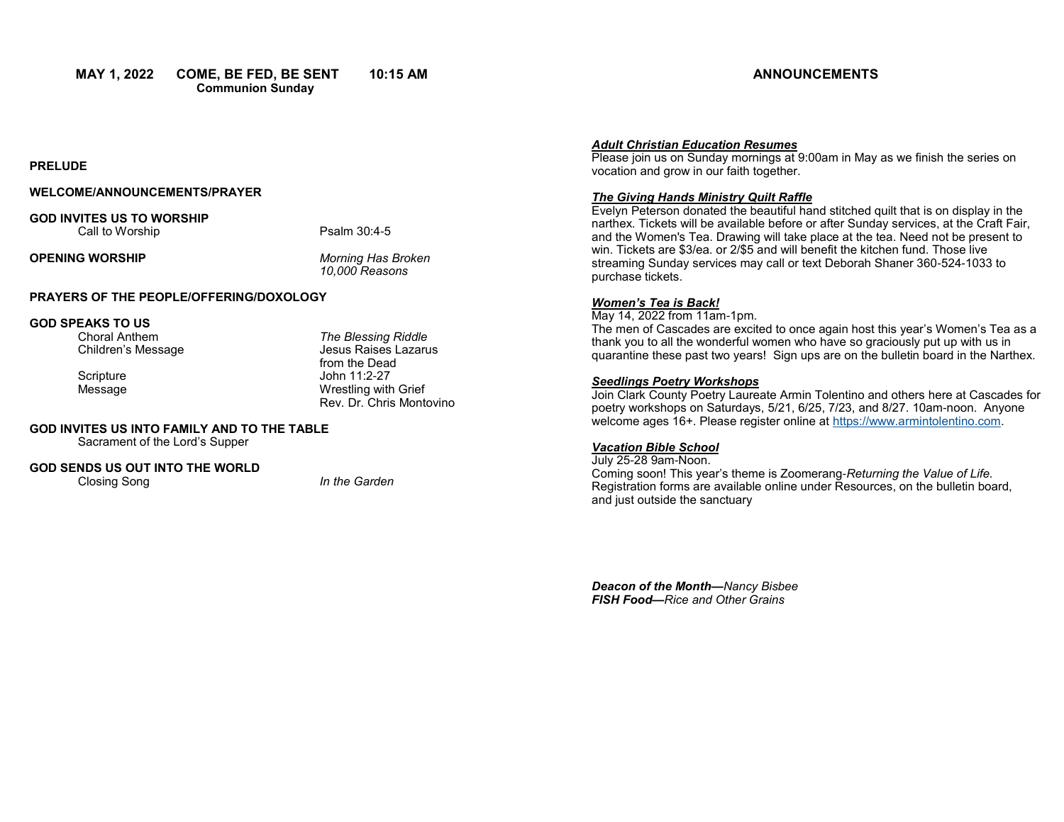**MAY 1, 2022 COME, BE FED, BE SENT 10:15 AM**
**Communion Sunday**

**PRELUDE**

**WELCOME/ANNOUNCEMENTS/PRAYER**

**GOD INVITES US TO WORSHIP**
Call to Worship — Psalm 30:4-5

**OPENING WORSHIP** — *Morning Has Broken*
*10,000 Reasons*

**PRAYERS OF THE PEOPLE/OFFERING/DOXOLOGY**

**GOD SPEAKS TO US**
Choral Anthem — *The Blessing Riddle*
Children's Message — Jesus Raises Lazarus from the Dead

Scripture — John 11:2-27
Message — Wrestling with Grief
Rev. Dr. Chris Montovino

**GOD INVITES US INTO FAMILY AND TO THE TABLE**
Sacrament of the Lord's Supper

**GOD SENDS US OUT INTO THE WORLD**
Closing Song — *In the Garden*

## ANNOUNCEMENTS

***Adult Christian Education Resumes***
Please join us on Sunday mornings at 9:00am in May as we finish the series on vocation and grow in our faith together.

***The Giving Hands Ministry Quilt Raffle***
Evelyn Peterson donated the beautiful hand stitched quilt that is on display in the narthex. Tickets will be available before or after Sunday services, at the Craft Fair, and the Women's Tea. Drawing will take place at the tea. Need not be present to win. Tickets are $3/ea. or 2/$5 and will benefit the kitchen fund. Those live streaming Sunday services may call or text Deborah Shaner 360-524-1033 to purchase tickets.

***Women's Tea is Back!***
May 14, 2022 from 11am-1pm.
The men of Cascades are excited to once again host this year's Women's Tea as a thank you to all the wonderful women who have so graciously put up with us in quarantine these past two years! Sign ups are on the bulletin board in the Narthex.

***Seedlings Poetry Workshops***
Join Clark County Poetry Laureate Armin Tolentino and others here at Cascades for poetry workshops on Saturdays, 5/21, 6/25, 7/23, and 8/27. 10am-noon. Anyone welcome ages 16+. Please register online at https://www.armintolentino.com.

***Vacation Bible School***
July 25-28 9am-Noon.
Coming soon! This year's theme is Zoomerang-*Returning the Value of Life.* Registration forms are available online under Resources, on the bulletin board, and just outside the sanctuary

***Deacon of the Month—****Nancy Bisbee*
***FISH Food—****Rice and Other Grains*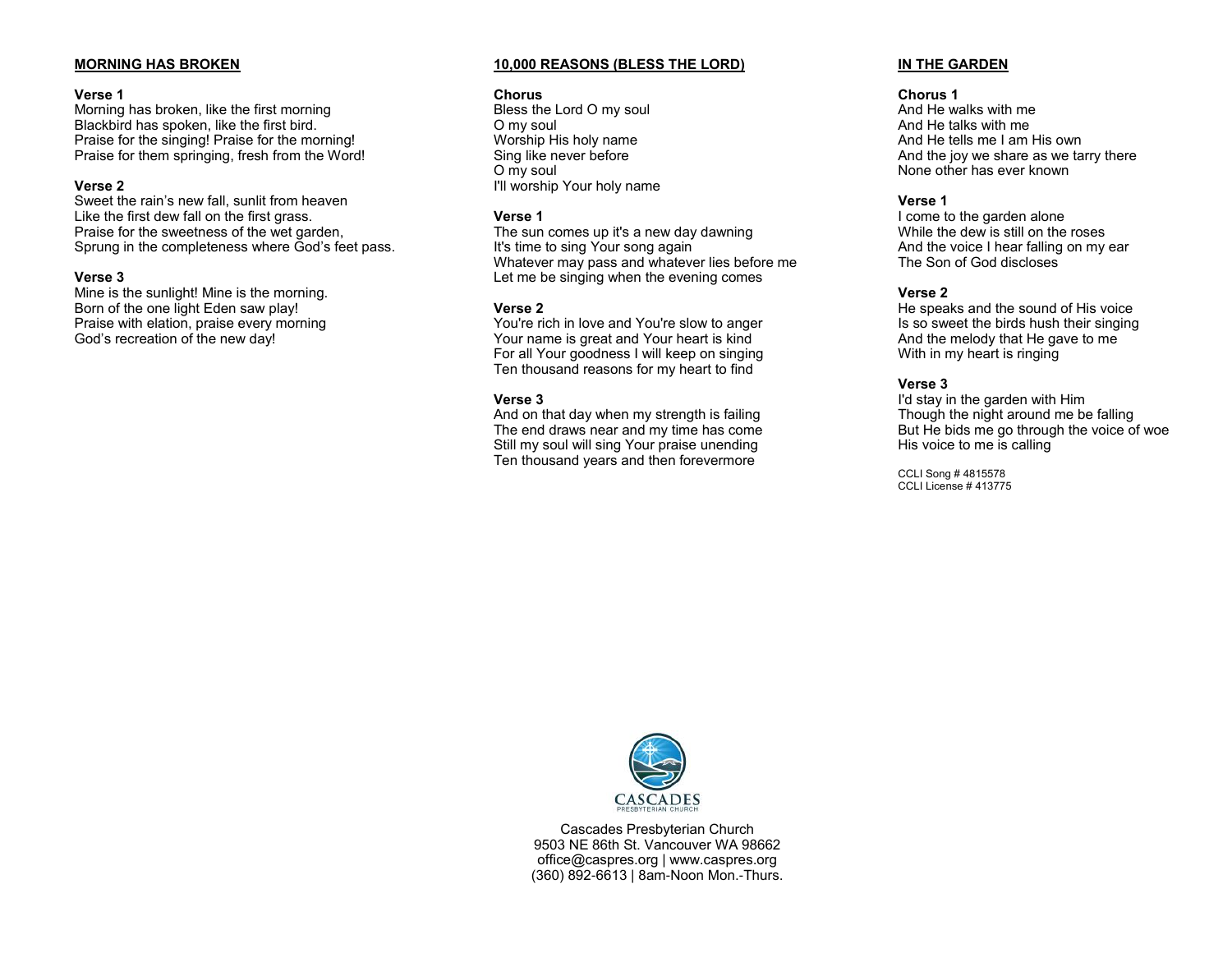## MORNING HAS BROKEN

**Verse 1**
Morning has broken, like the first morning
Blackbird has spoken, like the first bird.
Praise for the singing! Praise for the morning!
Praise for them springing, fresh from the Word!

**Verse 2**
Sweet the rain's new fall, sunlit from heaven
Like the first dew fall on the first grass.
Praise for the sweetness of the wet garden,
Sprung in the completeness where God's feet pass.

**Verse 3**
Mine is the sunlight! Mine is the morning.
Born of the one light Eden saw play!
Praise with elation, praise every morning
God's recreation of the new day!

## 10,000 REASONS (BLESS THE LORD)

**Chorus**
Bless the Lord O my soul
O my soul
Worship His holy name
Sing like never before
O my soul
I'll worship Your holy name

**Verse 1**
The sun comes up it's a new day dawning
It's time to sing Your song again
Whatever may pass and whatever lies before me
Let me be singing when the evening comes

**Verse 2**
You're rich in love and You're slow to anger
Your name is great and Your heart is kind
For all Your goodness I will keep on singing
Ten thousand reasons for my heart to find

**Verse 3**
And on that day when my strength is failing
The end draws near and my time has come
Still my soul will sing Your praise unending
Ten thousand years and then forevermore

## IN THE GARDEN

**Chorus 1**
And He walks with me
And He talks with me
And He tells me I am His own
And the joy we share as we tarry there
None other has ever known

**Verse 1**
I come to the garden alone
While the dew is still on the roses
And the voice I hear falling on my ear
The Son of God discloses

**Verse 2**
He speaks and the sound of His voice
Is so sweet the birds hush their singing
And the melody that He gave to me
With in my heart is ringing

**Verse 3**
I'd stay in the garden with Him
Though the night around me be falling
But He bids me go through the voice of woe
His voice to me is calling

CCLI Song # 4815578
CCLI License # 413775

CASCADES
PRESBYTERIAN CHURCH

Cascades Presbyterian Church
9503 NE 86th St. Vancouver WA 98662
office@caspres.org | www.caspres.org
(360) 892-6613 | 8am-Noon Mon.-Thurs.